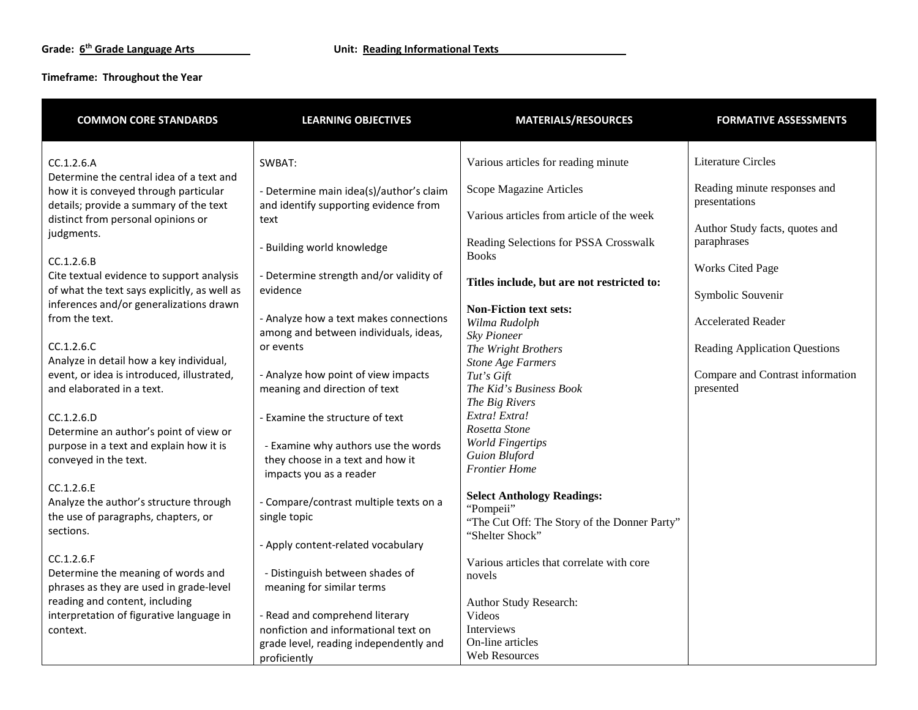**Grade: 6th Grade Language Arts** **Unit: Reading Informational Texts**

**Timeframe: Throughout the Year**

| COMMON CORE STANDARDS | LEARNING OBJECTIVES | MATERIALS/RESOURCES | FORMATIVE ASSESSMENTS |
|---|---|---|---|
| CC.1.2.6.A<br>Determine the central idea of a text and how it is conveyed through particular details; provide a summary of the text distinct from personal opinions or judgments.<br><br>CC.1.2.6.B<br>Cite textual evidence to support analysis of what the text says explicitly, as well as inferences and/or generalizations drawn from the text.<br><br>CC.1.2.6.C<br>Analyze in detail how a key individual, event, or idea is introduced, illustrated, and elaborated in a text.<br><br>CC.1.2.6.D<br>Determine an author's point of view or purpose in a text and explain how it is conveyed in the text.<br><br>CC.1.2.6.E<br>Analyze the author's structure through the use of paragraphs, chapters, or sections.<br><br>CC.1.2.6.F<br>Determine the meaning of words and phrases as they are used in grade-level reading and content, including interpretation of figurative language in context. | SWBAT:<br><br>- Determine main idea(s)/author's claim and identify supporting evidence from text<br><br>- Building world knowledge<br><br>- Determine strength and/or validity of evidence<br><br>- Analyze how a text makes connections among and between individuals, ideas, or events<br><br>- Analyze how point of view impacts meaning and direction of text<br><br>- Examine the structure of text<br><br>- Examine why authors use the words they choose in a text and how it impacts you as a reader<br><br>- Compare/contrast multiple texts on a single topic<br><br>- Apply content-related vocabulary<br><br>- Distinguish between shades of meaning for similar terms<br><br>- Read and comprehend literary nonfiction and informational text on grade level, reading independently and proficiently | Various articles for reading minute<br><br>Scope Magazine Articles<br><br>Various articles from article of the week<br><br>Reading Selections for PSSA Crosswalk Books<br><br>**Titles include, but are not restricted to:**<br><br>**Non-Fiction text sets:**<br>*Wilma Rudolph*<br>*Sky Pioneer*<br>*The Wright Brothers*<br>*Stone Age Farmers*<br>*Tut's Gift*<br>*The Kid's Business Book*<br>*The Big Rivers*<br>*Extra! Extra!*<br>*Rosetta Stone*<br>*World Fingertips*<br>*Guion Bluford*<br>*Frontier Home*<br><br>**Select Anthology Readings:**<br>"Pompeii"<br>"The Cut Off: The Story of the Donner Party"<br>"Shelter Shock"<br><br>Various articles that correlate with core novels<br><br>Author Study Research:<br>Videos<br>Interviews<br>On-line articles<br>Web Resources | Literature Circles<br><br>Reading minute responses and presentations<br><br>Author Study facts, quotes and paraphrases<br><br>Works Cited Page<br><br>Symbolic Souvenir<br><br>Accelerated Reader<br><br>Reading Application Questions<br><br>Compare and Contrast information presented |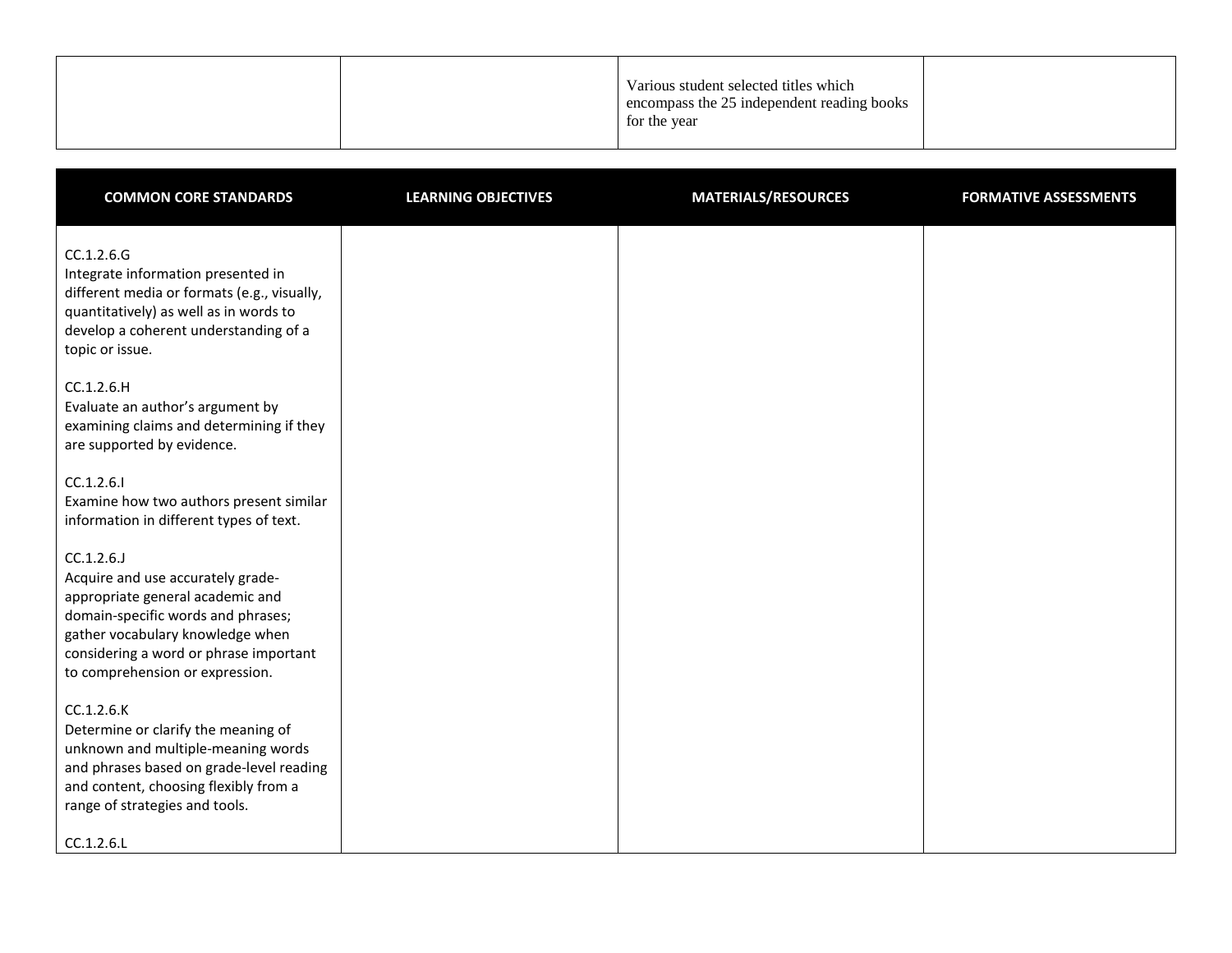| | | | |
|---|---|---|---|
| | | Various student selected titles which encompass the 25 independent reading books for the year | |

| COMMON CORE STANDARDS | LEARNING OBJECTIVES | MATERIALS/RESOURCES | FORMATIVE ASSESSMENTS |
|---|---|---|---|
| CC.1.2.6.G<br>Integrate information presented in different media or formats (e.g., visually, quantitatively) as well as in words to develop a coherent understanding of a topic or issue.<br><br>CC.1.2.6.H<br>Evaluate an author's argument by examining claims and determining if they are supported by evidence.<br><br>CC.1.2.6.I<br>Examine how two authors present similar information in different types of text.<br><br>CC.1.2.6.J<br>Acquire and use accurately grade-appropriate general academic and domain-specific words and phrases; gather vocabulary knowledge when considering a word or phrase important to comprehension or expression.<br><br>CC.1.2.6.K<br>Determine or clarify the meaning of unknown and multiple-meaning words and phrases based on grade-level reading and content, choosing flexibly from a range of strategies and tools.<br><br>CC.1.2.6.L | | | |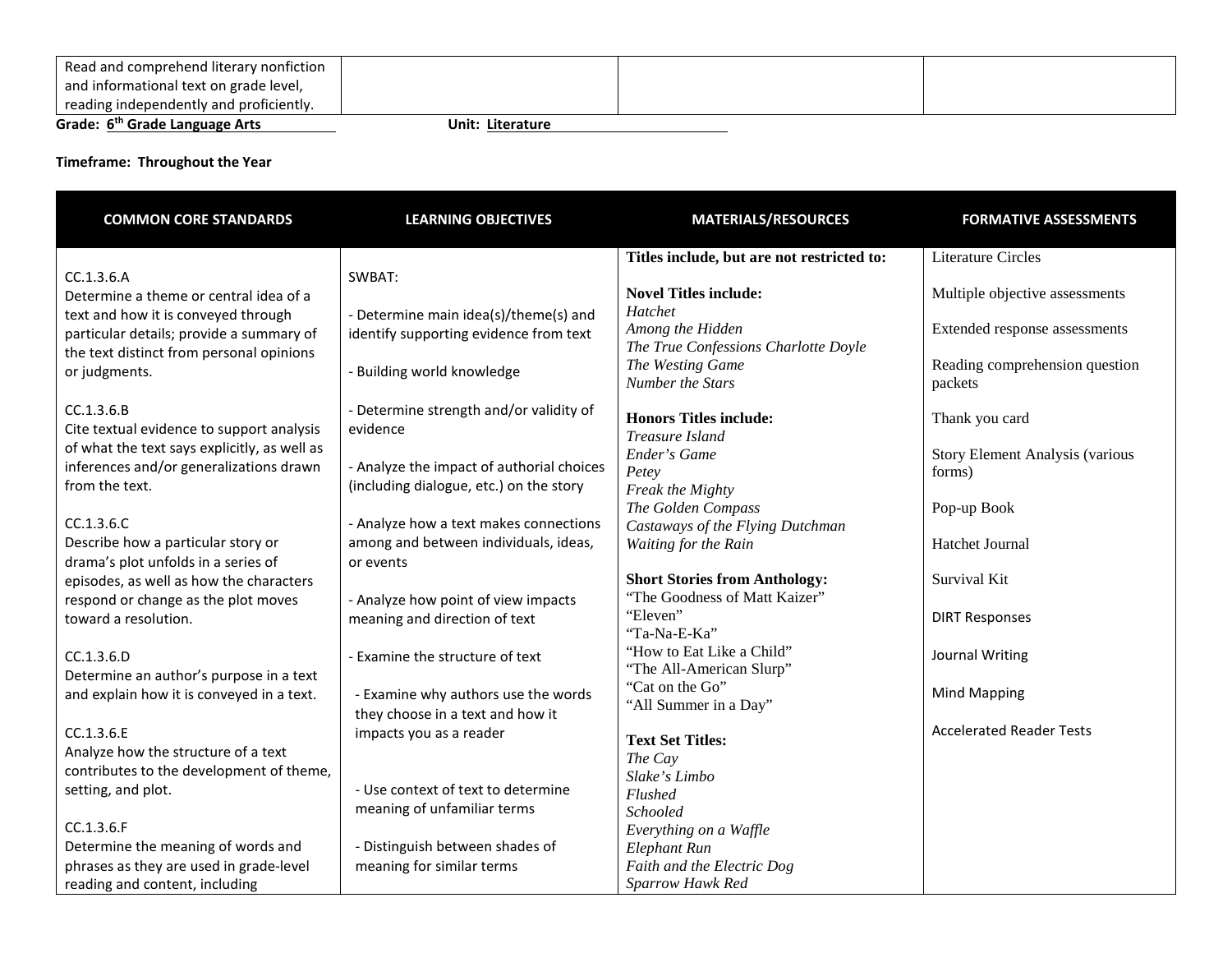| | | | |
|---|---|---|---|
| Read and comprehend literary nonfiction and informational text on grade level, reading independently and proficiently. | | | |

**Grade: 6th Grade Language Arts** **Unit: Literature**

**Timeframe: Throughout the Year**

| COMMON CORE STANDARDS | LEARNING OBJECTIVES | MATERIALS/RESOURCES | FORMATIVE ASSESSMENTS |
|---|---|---|---|
| CC.1.3.6.A<br>Determine a theme or central idea of a text and how it is conveyed through particular details; provide a summary of the text distinct from personal opinions or judgments.<br><br>CC.1.3.6.B<br>Cite textual evidence to support analysis of what the text says explicitly, as well as inferences and/or generalizations drawn from the text.<br><br>CC.1.3.6.C<br>Describe how a particular story or drama's plot unfolds in a series of episodes, as well as how the characters respond or change as the plot moves toward a resolution.<br><br>CC.1.3.6.D<br>Determine an author's purpose in a text and explain how it is conveyed in a text.<br><br>CC.1.3.6.E<br>Analyze how the structure of a text contributes to the development of theme, setting, and plot.<br><br>CC.1.3.6.F<br>Determine the meaning of words and phrases as they are used in grade-level reading and content, including | SWBAT:<br><br>- Determine main idea(s)/theme(s) and identify supporting evidence from text<br><br>- Building world knowledge<br><br>- Determine strength and/or validity of evidence<br><br>- Analyze the impact of authorial choices (including dialogue, etc.) on the story<br><br>- Analyze how a text makes connections among and between individuals, ideas, or events<br><br>- Analyze how point of view impacts meaning and direction of text<br><br>- Examine the structure of text<br><br>- Examine why authors use the words they choose in a text and how it impacts you as a reader<br><br>- Use context of text to determine meaning of unfamiliar terms<br><br>- Distinguish between shades of meaning for similar terms | **Titles include, but are not restricted to:**<br><br>**Novel Titles include:**<br>*Hatchet*<br>*Among the Hidden*<br>*The True Confessions Charlotte Doyle*<br>*The Westing Game*<br>*Number the Stars*<br><br>**Honors Titles include:**<br>*Treasure Island*<br>*Ender's Game*<br>*Petey*<br>*Freak the Mighty*<br>*The Golden Compass*<br>*Castaways of the Flying Dutchman*<br>*Waiting for the Rain*<br><br>**Short Stories from Anthology:**<br>"The Goodness of Matt Kaizer"<br>"Eleven"<br>"Ta-Na-E-Ka"<br>"How to Eat Like a Child"<br>"The All-American Slurp"<br>"Cat on the Go"<br>"All Summer in a Day"<br><br>**Text Set Titles:**<br>*The Cay*<br>*Slake's Limbo*<br>*Flushed*<br>*Schooled*<br>*Everything on a Waffle*<br>*Elephant Run*<br>*Faith and the Electric Dog*<br>*Sparrow Hawk Red* | Literature Circles<br><br>Multiple objective assessments<br><br>Extended response assessments<br><br>Reading comprehension question packets<br><br>Thank you card<br><br>Story Element Analysis (various forms)<br><br>Pop-up Book<br><br>Hatchet Journal<br><br>Survival Kit<br><br>DIRT Responses<br><br>Journal Writing<br><br>Mind Mapping<br><br>Accelerated Reader Tests |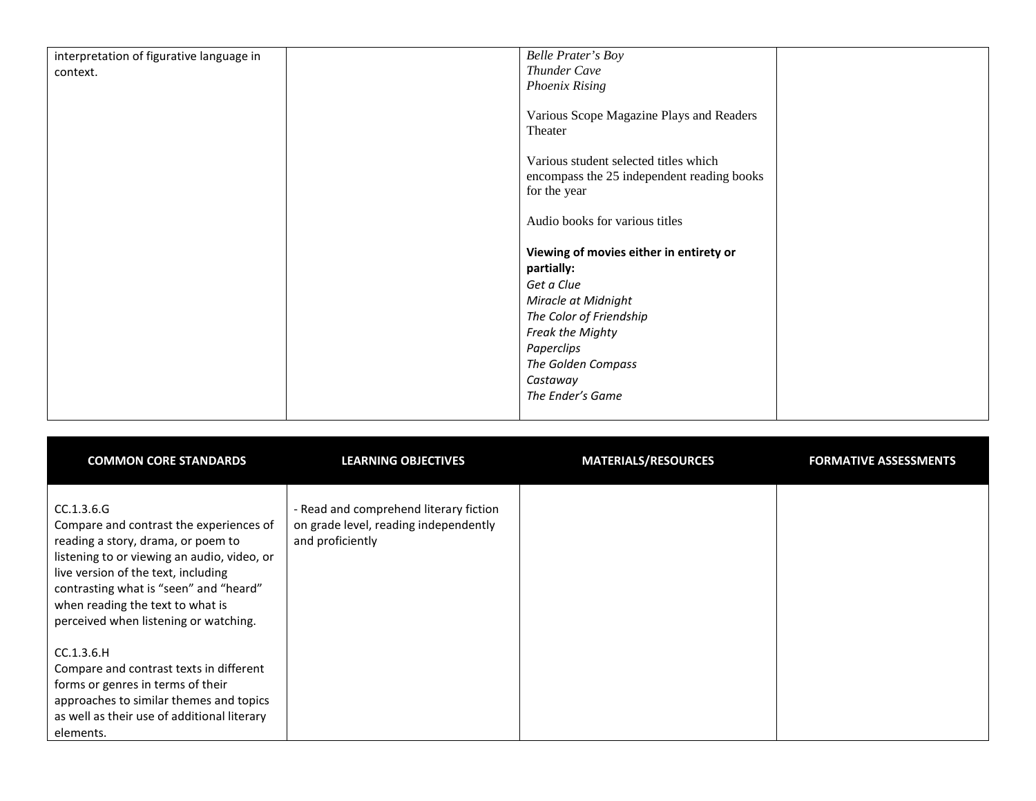| | | | |
|---|---|---|---|
| interpretation of figurative language in context. | | *Belle Prater's Boy*<br>*Thunder Cave*<br>*Phoenix Rising*<br><br>Various Scope Magazine Plays and Readers Theater<br><br>Various student selected titles which encompass the 25 independent reading books for the year<br><br>Audio books for various titles<br><br>**Viewing of movies either in entirety or partially:**<br>*Get a Clue*<br>*Miracle at Midnight*<br>*The Color of Friendship*<br>*Freak the Mighty*<br>*Paperclips*<br>*The Golden Compass*<br>*Castaway*<br>*The Ender's Game* | |

| COMMON CORE STANDARDS | LEARNING OBJECTIVES | MATERIALS/RESOURCES | FORMATIVE ASSESSMENTS |
|---|---|---|---|
| CC.1.3.6.G<br>Compare and contrast the experiences of reading a story, drama, or poem to listening to or viewing an audio, video, or live version of the text, including contrasting what is "seen" and "heard" when reading the text to what is perceived when listening or watching.<br><br>CC.1.3.6.H<br>Compare and contrast texts in different forms or genres in terms of their approaches to similar themes and topics as well as their use of additional literary elements. | - Read and comprehend literary fiction on grade level, reading independently and proficiently | | |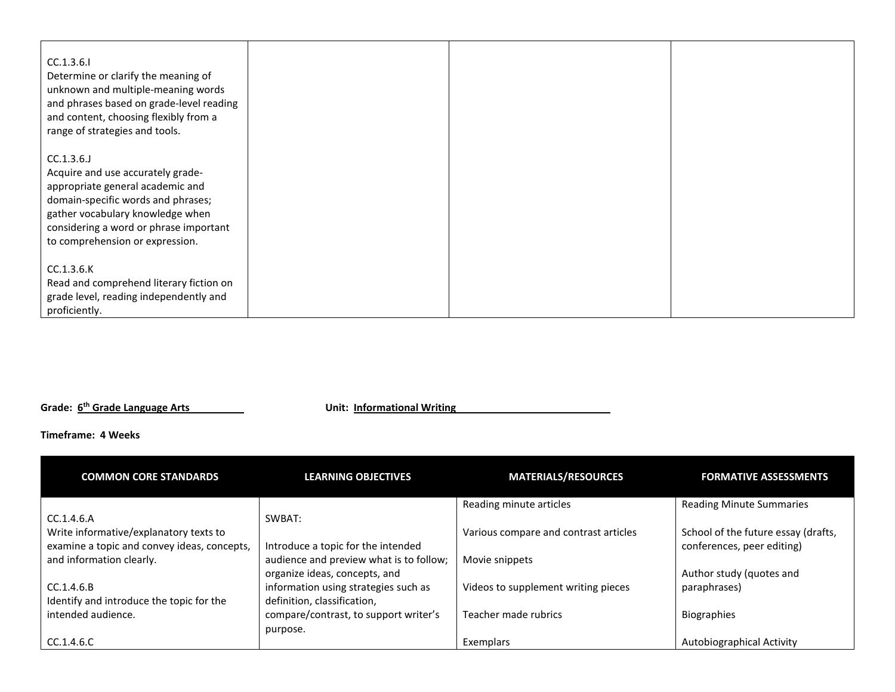| | | | |
|---|---|---|---|
| CC.1.3.6.I<br>Determine or clarify the meaning of unknown and multiple-meaning words and phrases based on grade-level reading and content, choosing flexibly from a range of strategies and tools.<br><br>CC.1.3.6.J<br>Acquire and use accurately grade-appropriate general academic and domain-specific words and phrases; gather vocabulary knowledge when considering a word or phrase important to comprehension or expression.<br><br>CC.1.3.6.K<br>Read and comprehend literary fiction on grade level, reading independently and proficiently. | | | |

**Grade: 6th Grade Language Arts** **Unit: Informational Writing**

**Timeframe: 4 Weeks**

| COMMON CORE STANDARDS | LEARNING OBJECTIVES | MATERIALS/RESOURCES | FORMATIVE ASSESSMENTS |
|---|---|---|---|
| CC.1.4.6.A<br>Write informative/explanatory texts to examine a topic and convey ideas, concepts, and information clearly.<br><br>CC.1.4.6.B<br>Identify and introduce the topic for the intended audience.<br><br>CC.1.4.6.C | SWBAT:<br><br>Introduce a topic for the intended audience and preview what is to follow; organize ideas, concepts, and information using strategies such as definition, classification, compare/contrast, to support writer's purpose. | Reading minute articles<br><br>Various compare and contrast articles<br><br>Movie snippets<br><br>Videos to supplement writing pieces<br><br>Teacher made rubrics<br><br>Exemplars | Reading Minute Summaries<br><br>School of the future essay (drafts, conferences, peer editing)<br><br>Author study (quotes and paraphrases)<br><br>Biographies<br><br>Autobiographical Activity |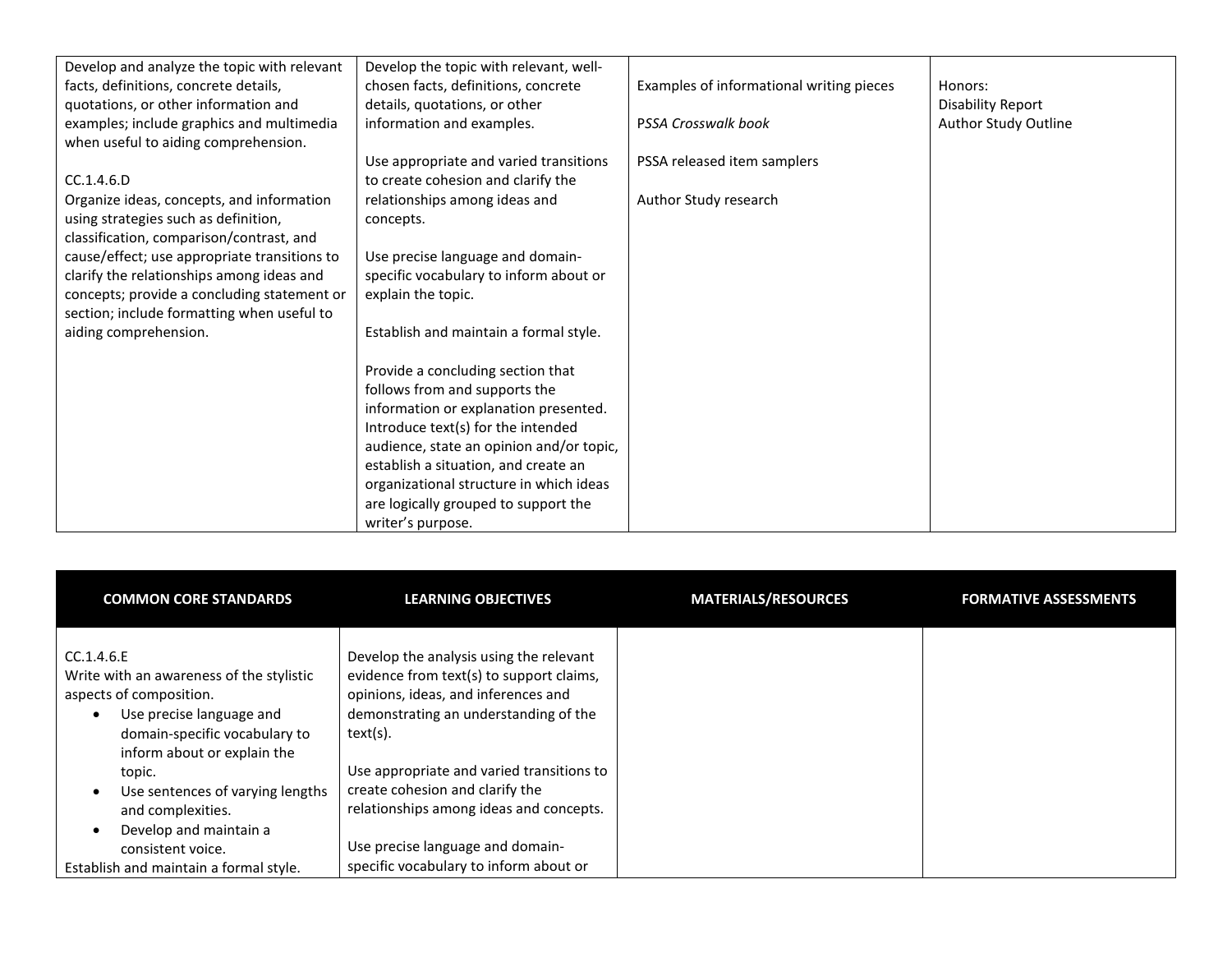| | | | |
|---|---|---|---|
| Develop and analyze the topic with relevant facts, definitions, concrete details, quotations, or other information and examples; include graphics and multimedia when useful to aiding comprehension.<br><br>CC.1.4.6.D<br>Organize ideas, concepts, and information using strategies such as definition, classification, comparison/contrast, and cause/effect; use appropriate transitions to clarify the relationships among ideas and concepts; provide a concluding statement or section; include formatting when useful to aiding comprehension. | Develop the topic with relevant, well-chosen facts, definitions, concrete details, quotations, or other information and examples.<br><br>Use appropriate and varied transitions to create cohesion and clarify the relationships among ideas and concepts.<br><br>Use precise language and domain-specific vocabulary to inform about or explain the topic.<br><br>Establish and maintain a formal style.<br><br>Provide a concluding section that follows from and supports the information or explanation presented. Introduce text(s) for the intended audience, state an opinion and/or topic, establish a situation, and create an organizational structure in which ideas are logically grouped to support the writer's purpose. | Examples of informational writing pieces<br><br>*PSSA Crosswalk book*<br><br>PSSA released item samplers<br><br>Author Study research | Honors:<br>Disability Report<br>Author Study Outline |

| COMMON CORE STANDARDS | LEARNING OBJECTIVES | MATERIALS/RESOURCES | FORMATIVE ASSESSMENTS |
|---|---|---|---|
| CC.1.4.6.E<br>Write with an awareness of the stylistic aspects of composition.<br>• Use precise language and domain-specific vocabulary to inform about or explain the topic.<br>• Use sentences of varying lengths and complexities.<br>• Develop and maintain a consistent voice.<br>Establish and maintain a formal style. | Develop the analysis using the relevant evidence from text(s) to support claims, opinions, ideas, and inferences and demonstrating an understanding of the text(s).<br><br>Use appropriate and varied transitions to create cohesion and clarify the relationships among ideas and concepts.<br><br>Use precise language and domain-specific vocabulary to inform about or | | |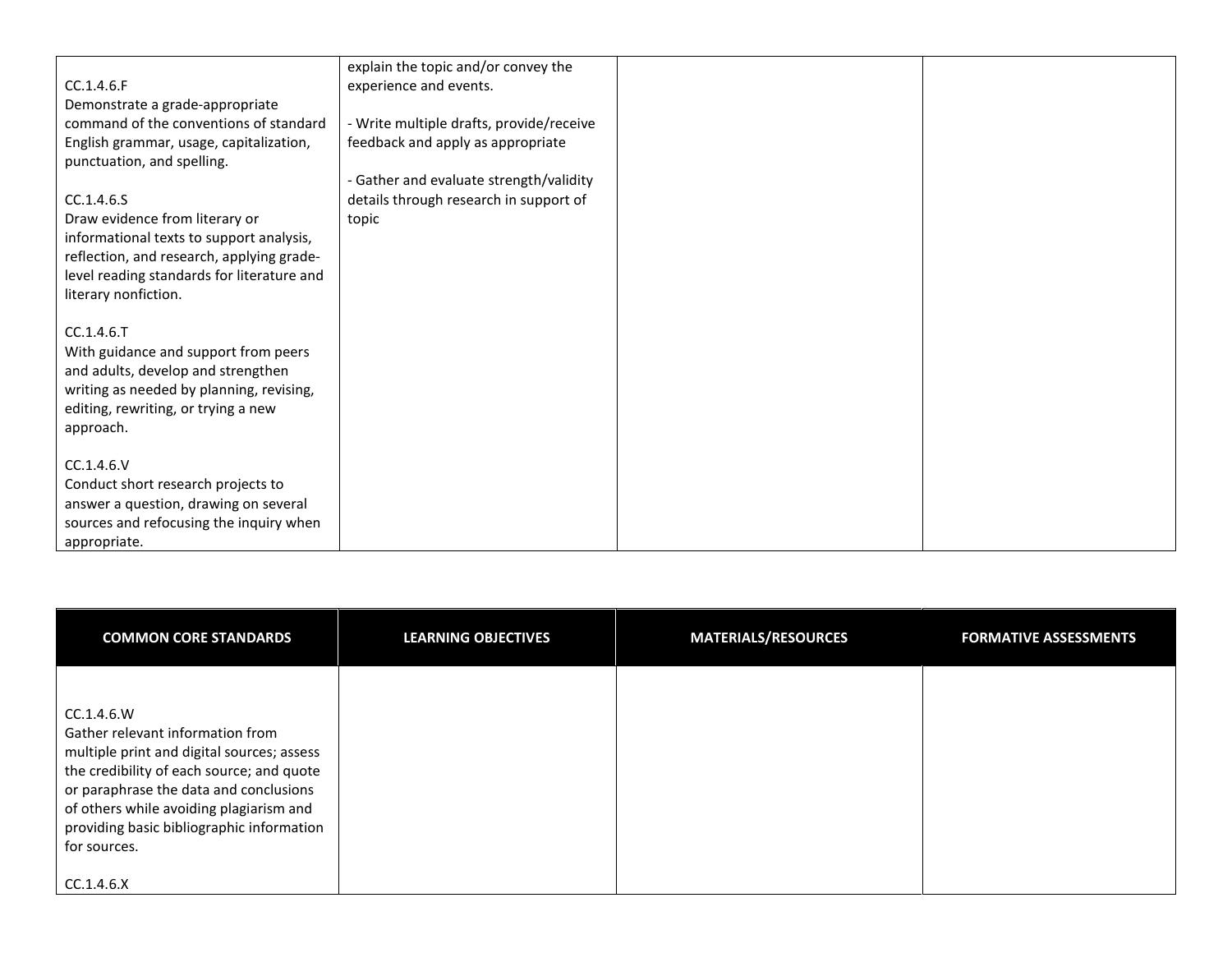| COMMON CORE STANDARDS | LEARNING OBJECTIVES | MATERIALS/RESOURCES | FORMATIVE ASSESSMENTS |
|---|---|---|---|
| CC.1.4.6.F<br>Demonstrate a grade-appropriate command of the conventions of standard English grammar, usage, capitalization, punctuation, and spelling.<br><br>CC.1.4.6.S<br>Draw evidence from literary or informational texts to support analysis, reflection, and research, applying grade-level reading standards for literature and literary nonfiction.<br><br>CC.1.4.6.T<br>With guidance and support from peers and adults, develop and strengthen writing as needed by planning, revising, editing, rewriting, or trying a new approach.<br><br>CC.1.4.6.V<br>Conduct short research projects to answer a question, drawing on several sources and refocusing the inquiry when appropriate. | explain the topic and/or convey the experience and events.<br><br>- Write multiple drafts, provide/receive feedback and apply as appropriate<br><br>- Gather and evaluate strength/validity details through research in support of topic | | |

| COMMON CORE STANDARDS | LEARNING OBJECTIVES | MATERIALS/RESOURCES | FORMATIVE ASSESSMENTS |
|---|---|---|---|
| CC.1.4.6.W<br>Gather relevant information from multiple print and digital sources; assess the credibility of each source; and quote or paraphrase the data and conclusions of others while avoiding plagiarism and providing basic bibliographic information for sources.<br><br>CC.1.4.6.X | | | |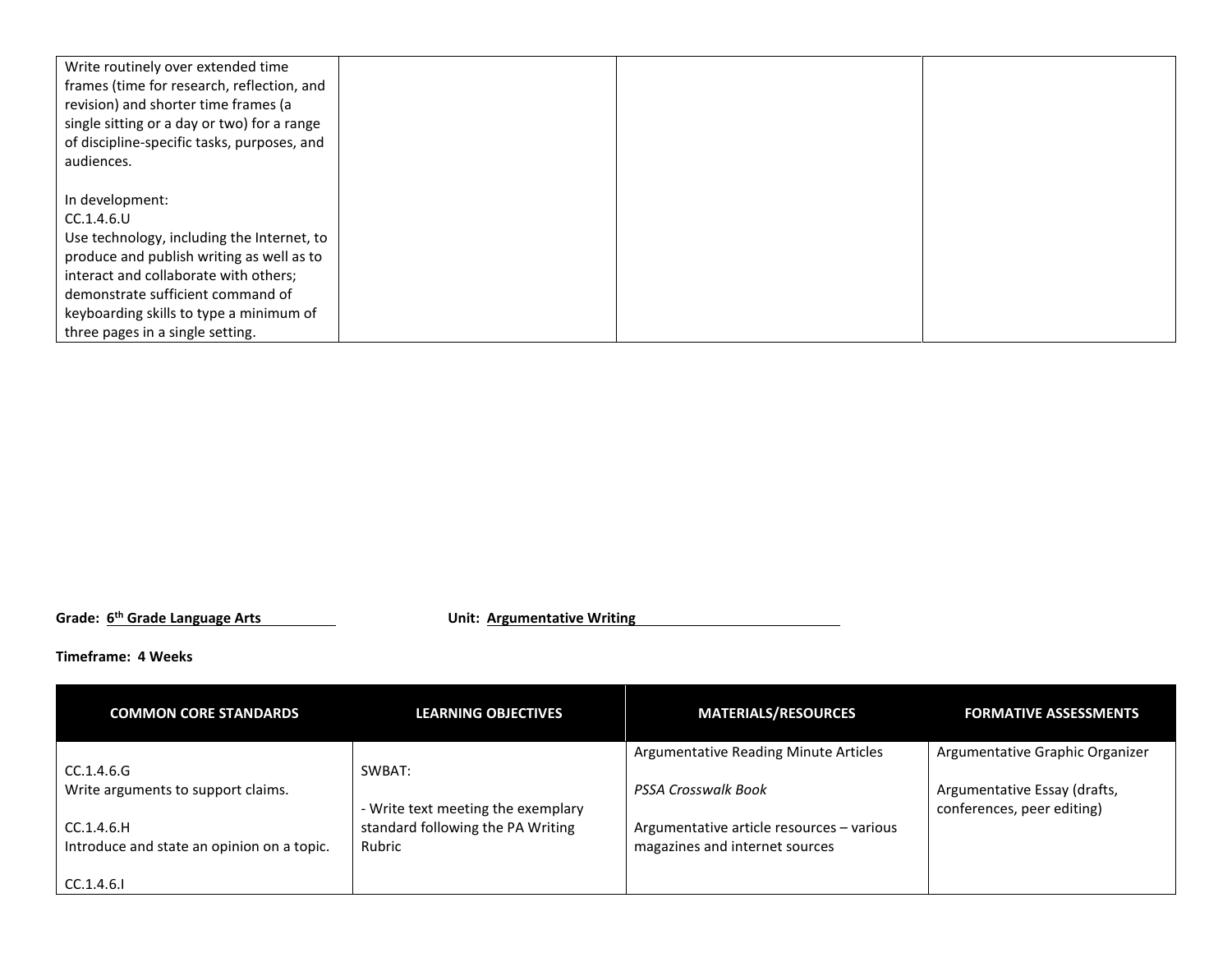| | | | |
|---|---|---|---|
| Write routinely over extended time frames (time for research, reflection, and revision) and shorter time frames (a single sitting or a day or two) for a range of discipline-specific tasks, purposes, and audiences.<br><br>In development:<br>CC.1.4.6.U<br>Use technology, including the Internet, to produce and publish writing as well as to interact and collaborate with others; demonstrate sufficient command of keyboarding skills to type a minimum of three pages in a single setting. | | | |

**Grade: 6th Grade Language Arts** **Unit: Argumentative Writing**

**Timeframe: 4 Weeks**

| COMMON CORE STANDARDS | LEARNING OBJECTIVES | MATERIALS/RESOURCES | FORMATIVE ASSESSMENTS |
|---|---|---|---|
| CC.1.4.6.G<br>Write arguments to support claims.<br><br>CC.1.4.6.H<br>Introduce and state an opinion on a topic.<br><br>CC.1.4.6.I | SWBAT:<br><br>- Write text meeting the exemplary standard following the PA Writing Rubric | Argumentative Reading Minute Articles<br><br>*PSSA Crosswalk Book*<br><br>Argumentative article resources – various magazines and internet sources | Argumentative Graphic Organizer<br><br>Argumentative Essay (drafts, conferences, peer editing) |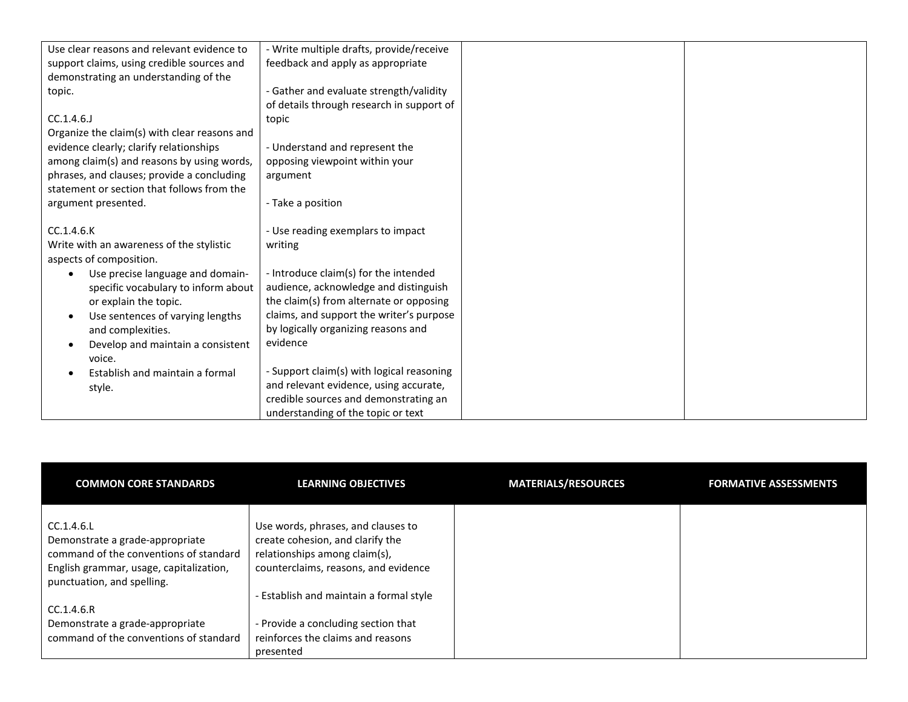| | | | |
|---|---|---|---|
| Use clear reasons and relevant evidence to support claims, using credible sources and demonstrating an understanding of the topic.<br><br>CC.1.4.6.J<br>Organize the claim(s) with clear reasons and evidence clearly; clarify relationships among claim(s) and reasons by using words, phrases, and clauses; provide a concluding statement or section that follows from the argument presented.<br><br>CC.1.4.6.K<br>Write with an awareness of the stylistic aspects of composition.<br>• Use precise language and domain-specific vocabulary to inform about or explain the topic.<br>• Use sentences of varying lengths and complexities.<br>• Develop and maintain a consistent voice.<br>• Establish and maintain a formal style. | - Write multiple drafts, provide/receive feedback and apply as appropriate<br><br>- Gather and evaluate strength/validity of details through research in support of topic<br><br>- Understand and represent the opposing viewpoint within your argument<br><br>- Take a position<br><br>- Use reading exemplars to impact writing<br><br>- Introduce claim(s) for the intended audience, acknowledge and distinguish the claim(s) from alternate or opposing claims, and support the writer's purpose by logically organizing reasons and evidence<br><br>- Support claim(s) with logical reasoning and relevant evidence, using accurate, credible sources and demonstrating an understanding of the topic or text | | |

| COMMON CORE STANDARDS | LEARNING OBJECTIVES | MATERIALS/RESOURCES | FORMATIVE ASSESSMENTS |
|---|---|---|---|
| CC.1.4.6.L<br>Demonstrate a grade-appropriate command of the conventions of standard English grammar, usage, capitalization, punctuation, and spelling.<br><br>CC.1.4.6.R<br>Demonstrate a grade-appropriate command of the conventions of standard | Use words, phrases, and clauses to create cohesion, and clarify the relationships among claim(s), counterclaims, reasons, and evidence<br><br>- Establish and maintain a formal style<br><br>- Provide a concluding section that reinforces the claims and reasons presented | | |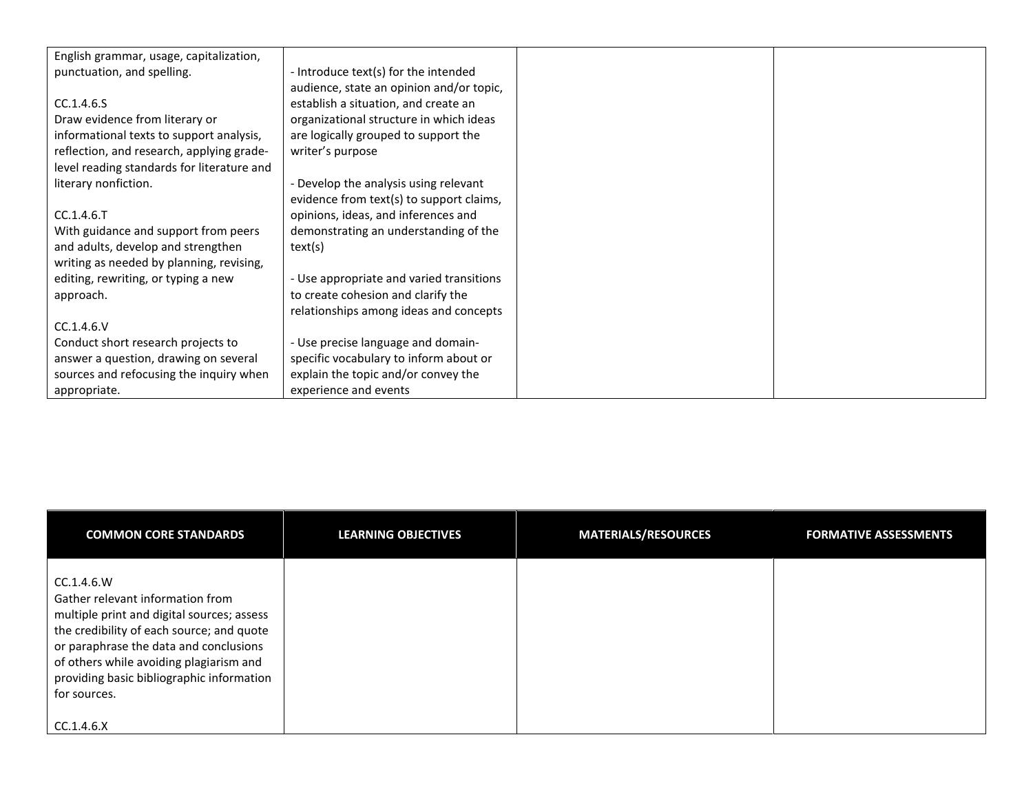| | | | |
|---|---|---|---|
| English grammar, usage, capitalization, punctuation, and spelling.<br><br>CC.1.4.6.S<br>Draw evidence from literary or informational texts to support analysis, reflection, and research, applying grade-level reading standards for literature and literary nonfiction.<br><br>CC.1.4.6.T<br>With guidance and support from peers and adults, develop and strengthen writing as needed by planning, revising, editing, rewriting, or typing a new approach.<br><br>CC.1.4.6.V<br>Conduct short research projects to answer a question, drawing on several sources and refocusing the inquiry when appropriate. | - Introduce text(s) for the intended audience, state an opinion and/or topic, establish a situation, and create an organizational structure in which ideas are logically grouped to support the writer's purpose<br><br>- Develop the analysis using relevant evidence from text(s) to support claims, opinions, ideas, and inferences and demonstrating an understanding of the text(s)<br><br>- Use appropriate and varied transitions to create cohesion and clarify the relationships among ideas and concepts<br><br>- Use precise language and domain-specific vocabulary to inform about or explain the topic and/or convey the experience and events | | |

| COMMON CORE STANDARDS | LEARNING OBJECTIVES | MATERIALS/RESOURCES | FORMATIVE ASSESSMENTS |
|---|---|---|---|
| CC.1.4.6.W<br>Gather relevant information from multiple print and digital sources; assess the credibility of each source; and quote or paraphrase the data and conclusions of others while avoiding plagiarism and providing basic bibliographic information for sources.<br><br>CC.1.4.6.X | | | |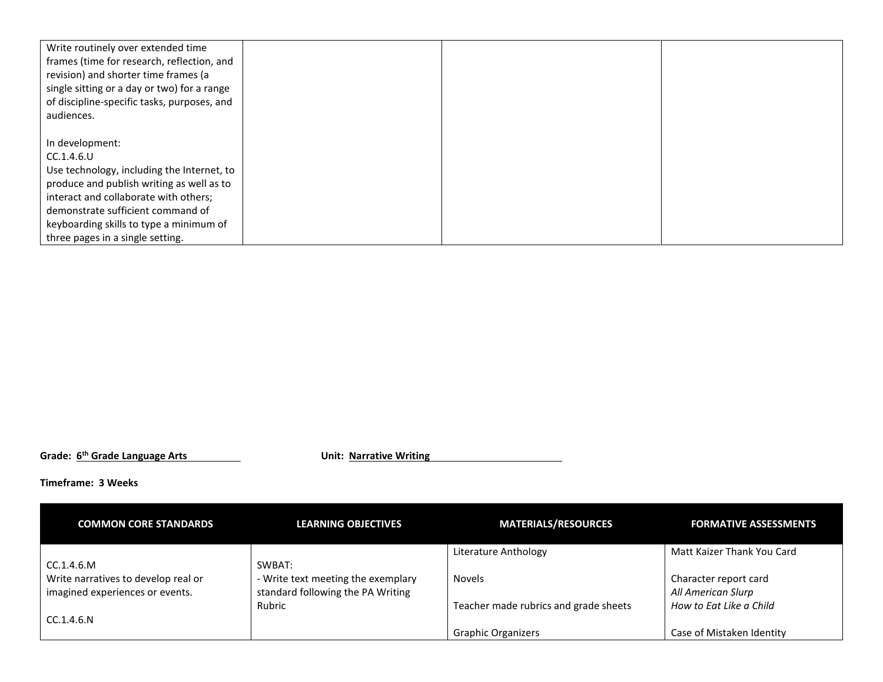| | | | |
|---|---|---|---|
| Write routinely over extended time frames (time for research, reflection, and revision) and shorter time frames (a single sitting or a day or two) for a range of discipline-specific tasks, purposes, and audiences.<br><br>In development:<br>CC.1.4.6.U<br>Use technology, including the Internet, to produce and publish writing as well as to interact and collaborate with others; demonstrate sufficient command of keyboarding skills to type a minimum of three pages in a single setting. | | | |

**Grade: 6th Grade Language Arts** **Unit: Narrative Writing**

**Timeframe: 3 Weeks**

| COMMON CORE STANDARDS | LEARNING OBJECTIVES | MATERIALS/RESOURCES | FORMATIVE ASSESSMENTS |
|---|---|---|---|
| CC.1.4.6.M<br>Write narratives to develop real or imagined experiences or events.<br><br>CC.1.4.6.N | SWBAT:<br>- Write text meeting the exemplary standard following the PA Writing Rubric | Literature Anthology<br><br>Novels<br><br>Teacher made rubrics and grade sheets<br><br>Graphic Organizers | Matt Kaizer Thank You Card<br><br>Character report card<br>*All American Slurp*<br>*How to Eat Like a Child*<br><br>Case of Mistaken Identity |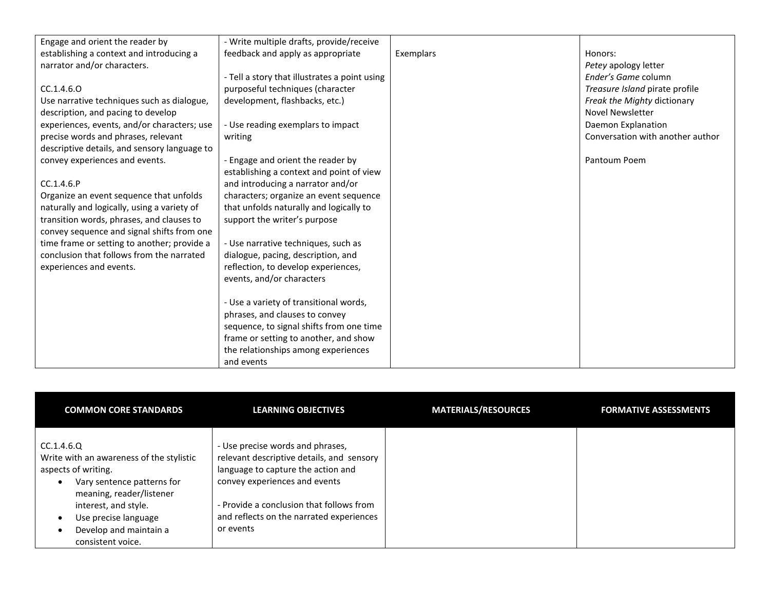| | | | |
|---|---|---|---|
| Engage and orient the reader by establishing a context and introducing a narrator and/or characters.<br><br>CC.1.4.6.O<br>Use narrative techniques such as dialogue, description, and pacing to develop experiences, events, and/or characters; use precise words and phrases, relevant descriptive details, and sensory language to convey experiences and events.<br><br>CC.1.4.6.P<br>Organize an event sequence that unfolds naturally and logically, using a variety of transition words, phrases, and clauses to convey sequence and signal shifts from one time frame or setting to another; provide a conclusion that follows from the narrated experiences and events. | - Write multiple drafts, provide/receive feedback and apply as appropriate<br><br>- Tell a story that illustrates a point using purposeful techniques (character development, flashbacks, etc.)<br><br>- Use reading exemplars to impact writing<br><br>- Engage and orient the reader by establishing a context and point of view and introducing a narrator and/or characters; organize an event sequence that unfolds naturally and logically to support the writer's purpose<br><br>- Use narrative techniques, such as dialogue, pacing, description, and reflection, to develop experiences, events, and/or characters<br><br>- Use a variety of transitional words, phrases, and clauses to convey sequence, to signal shifts from one time frame or setting to another, and show the relationships among experiences and events | Exemplars | Honors:<br>*Petey* apology letter<br>*Ender's Game* column<br>*Treasure Island* pirate profile<br>*Freak the Mighty* dictionary<br>Novel Newsletter<br>Daemon Explanation<br>Conversation with another author<br><br>Pantoum Poem |

| COMMON CORE STANDARDS | LEARNING OBJECTIVES | MATERIALS/RESOURCES | FORMATIVE ASSESSMENTS |
|---|---|---|---|
| CC.1.4.6.Q<br>Write with an awareness of the stylistic aspects of writing.<br>• Vary sentence patterns for meaning, reader/listener interest, and style.<br>• Use precise language<br>• Develop and maintain a consistent voice. | - Use precise words and phrases, relevant descriptive details, and sensory language to capture the action and convey experiences and events<br><br>- Provide a conclusion that follows from and reflects on the narrated experiences or events | | |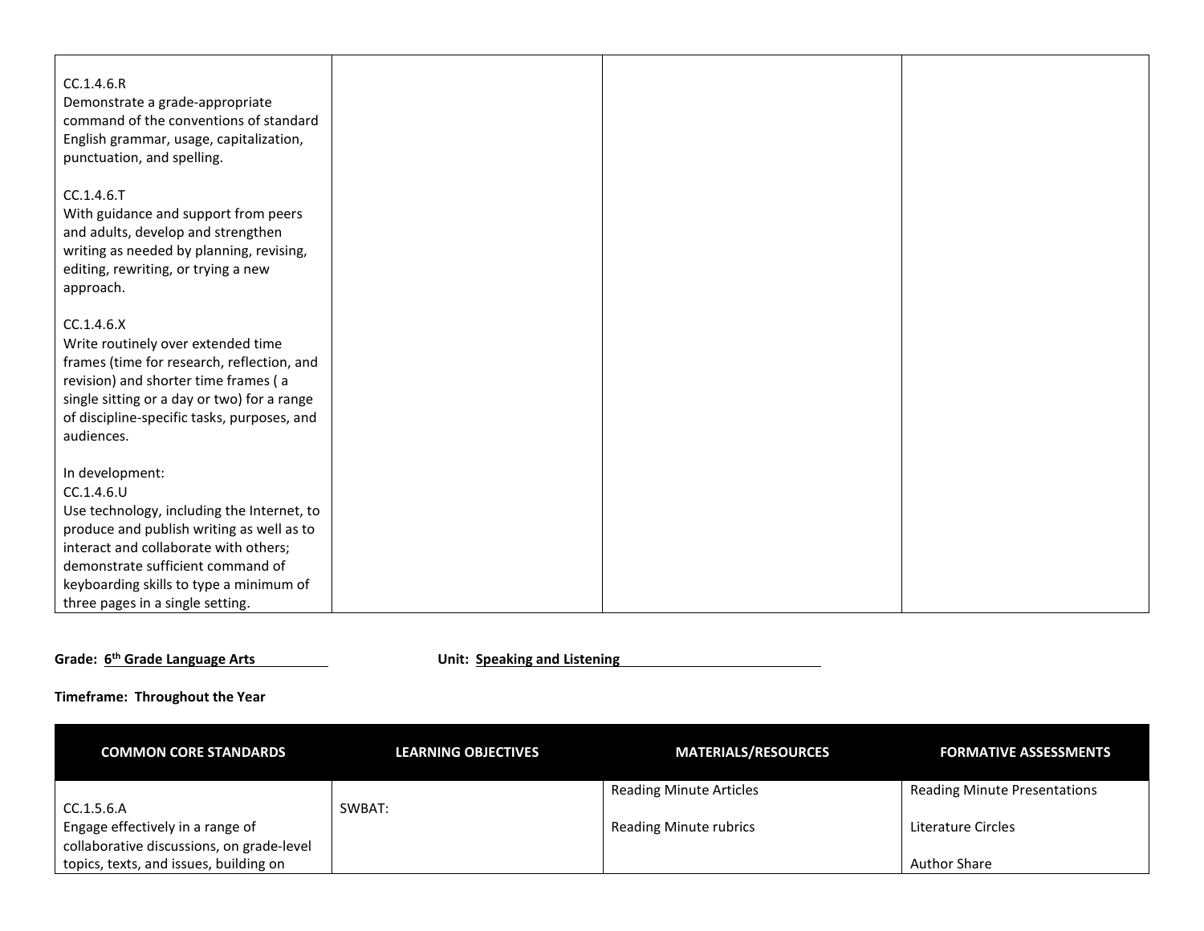| | | | |
|---|---|---|---|
| CC.1.4.6.R<br>Demonstrate a grade-appropriate command of the conventions of standard English grammar, usage, capitalization, punctuation, and spelling.<br><br>CC.1.4.6.T<br>With guidance and support from peers and adults, develop and strengthen writing as needed by planning, revising, editing, rewriting, or trying a new approach.<br><br>CC.1.4.6.X<br>Write routinely over extended time frames (time for research, reflection, and revision) and shorter time frames ( a single sitting or a day or two) for a range of discipline-specific tasks, purposes, and audiences.<br><br>In development:<br>CC.1.4.6.U<br>Use technology, including the Internet, to produce and publish writing as well as to interact and collaborate with others; demonstrate sufficient command of keyboarding skills to type a minimum of three pages in a single setting. | | | |

**Grade: 6th Grade Language Arts** **Unit: Speaking and Listening**

**Timeframe: Throughout the Year**

| COMMON CORE STANDARDS | LEARNING OBJECTIVES | MATERIALS/RESOURCES | FORMATIVE ASSESSMENTS |
|---|---|---|---|
| CC.1.5.6.A<br>Engage effectively in a range of collaborative discussions, on grade-level topics, texts, and issues, building on | SWBAT: | Reading Minute Articles<br><br>Reading Minute rubrics | Reading Minute Presentations<br><br>Literature Circles<br><br>Author Share |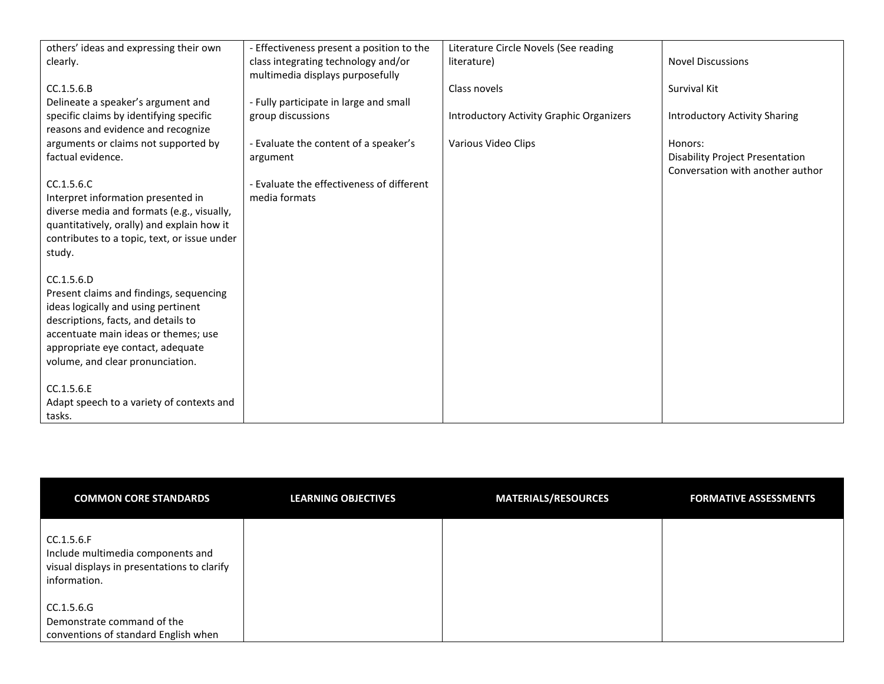| | | | |
|---|---|---|---|
| others' ideas and expressing their own clearly.<br><br>CC.1.5.6.B<br>Delineate a speaker's argument and specific claims by identifying specific reasons and evidence and recognize arguments or claims not supported by factual evidence.<br><br>CC.1.5.6.C<br>Interpret information presented in diverse media and formats (e.g., visually, quantitatively, orally) and explain how it contributes to a topic, text, or issue under study.<br><br>CC.1.5.6.D<br>Present claims and findings, sequencing ideas logically and using pertinent descriptions, facts, and details to accentuate main ideas or themes; use appropriate eye contact, adequate volume, and clear pronunciation.<br><br>CC.1.5.6.E<br>Adapt speech to a variety of contexts and tasks. | - Effectiveness present a position to the class integrating technology and/or multimedia displays purposefully<br><br>- Fully participate in large and small group discussions<br><br>- Evaluate the content of a speaker's argument<br><br>- Evaluate the effectiveness of different media formats | Literature Circle Novels (See reading literature)<br><br>Class novels<br><br>Introductory Activity Graphic Organizers<br><br>Various Video Clips | Novel Discussions<br><br>Survival Kit<br><br>Introductory Activity Sharing<br><br>Honors:<br>Disability Project Presentation<br>Conversation with another author |

| COMMON CORE STANDARDS | LEARNING OBJECTIVES | MATERIALS/RESOURCES | FORMATIVE ASSESSMENTS |
|---|---|---|---|
| CC.1.5.6.F<br>Include multimedia components and visual displays in presentations to clarify information.<br><br>CC.1.5.6.G<br>Demonstrate command of the conventions of standard English when | | | |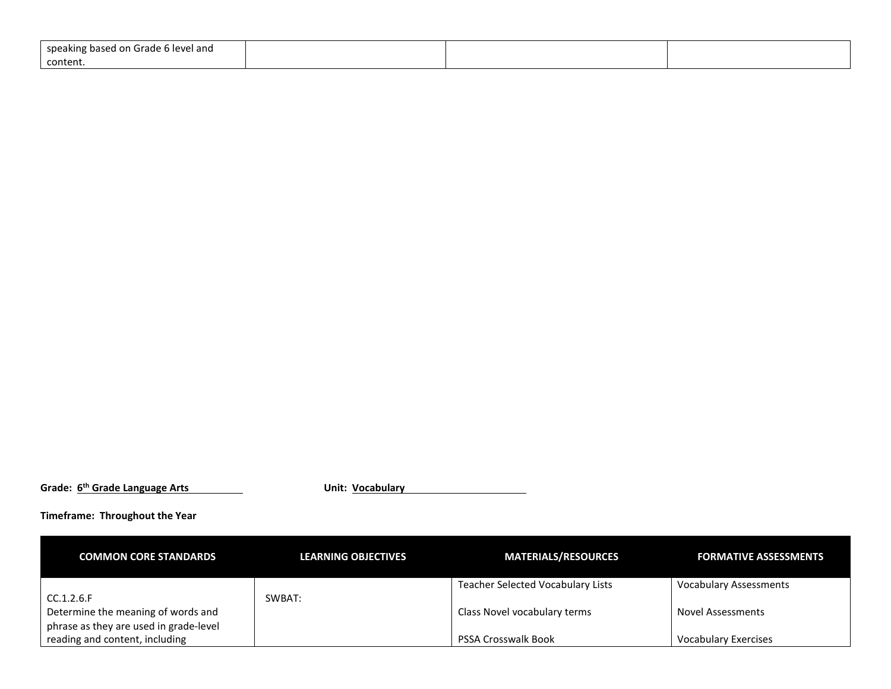| | | | |
|---|---|---|---|
| speaking based on Grade 6 level and content. | | | |

**Grade: 6th Grade Language Arts** **Unit: Vocabulary**

**Timeframe: Throughout the Year**

| COMMON CORE STANDARDS | LEARNING OBJECTIVES | MATERIALS/RESOURCES | FORMATIVE ASSESSMENTS |
|---|---|---|---|
| CC.1.2.6.F<br>Determine the meaning of words and phrase as they are used in grade-level reading and content, including | SWBAT: | Teacher Selected Vocabulary Lists<br><br>Class Novel vocabulary terms<br><br>PSSA Crosswalk Book | Vocabulary Assessments<br><br>Novel Assessments<br><br>Vocabulary Exercises |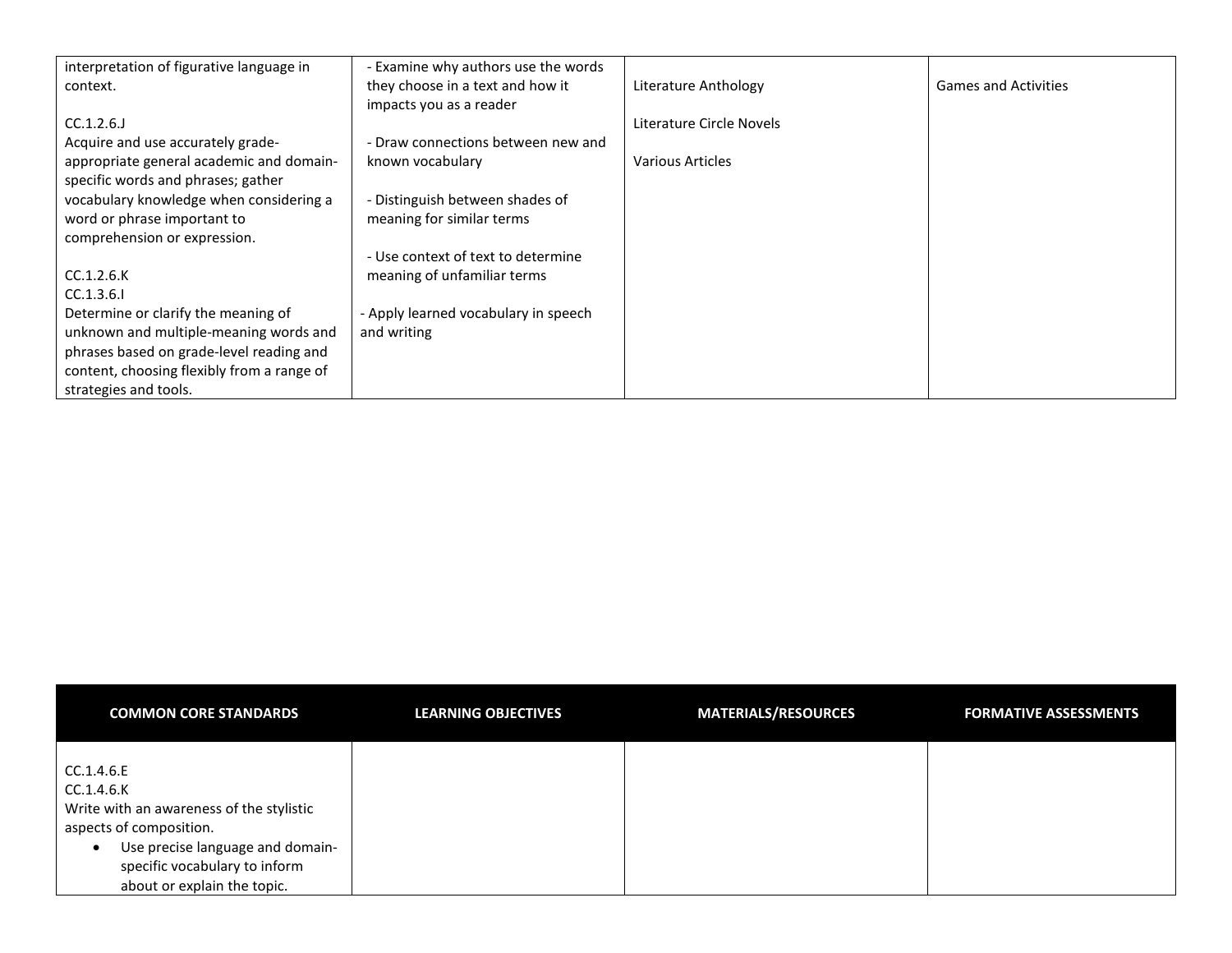| | | | |
|---|---|---|---|
| interpretation of figurative language in context.<br><br>CC.1.2.6.J<br>Acquire and use accurately grade-appropriate general academic and domain-specific words and phrases; gather vocabulary knowledge when considering a word or phrase important to comprehension or expression.<br><br>CC.1.2.6.K<br>CC.1.3.6.I<br>Determine or clarify the meaning of unknown and multiple-meaning words and phrases based on grade-level reading and content, choosing flexibly from a range of strategies and tools. | - Examine why authors use the words they choose in a text and how it impacts you as a reader<br><br>- Draw connections between new and known vocabulary<br><br>- Distinguish between shades of meaning for similar terms<br><br>- Use context of text to determine meaning of unfamiliar terms<br><br>- Apply learned vocabulary in speech and writing | Literature Anthology<br><br>Literature Circle Novels<br><br>Various Articles | Games and Activities |

| COMMON CORE STANDARDS | LEARNING OBJECTIVES | MATERIALS/RESOURCES | FORMATIVE ASSESSMENTS |
|---|---|---|---|
| CC.1.4.6.E<br>CC.1.4.6.K<br>Write with an awareness of the stylistic aspects of composition.<br>• Use precise language and domain-specific vocabulary to inform about or explain the topic. | | | |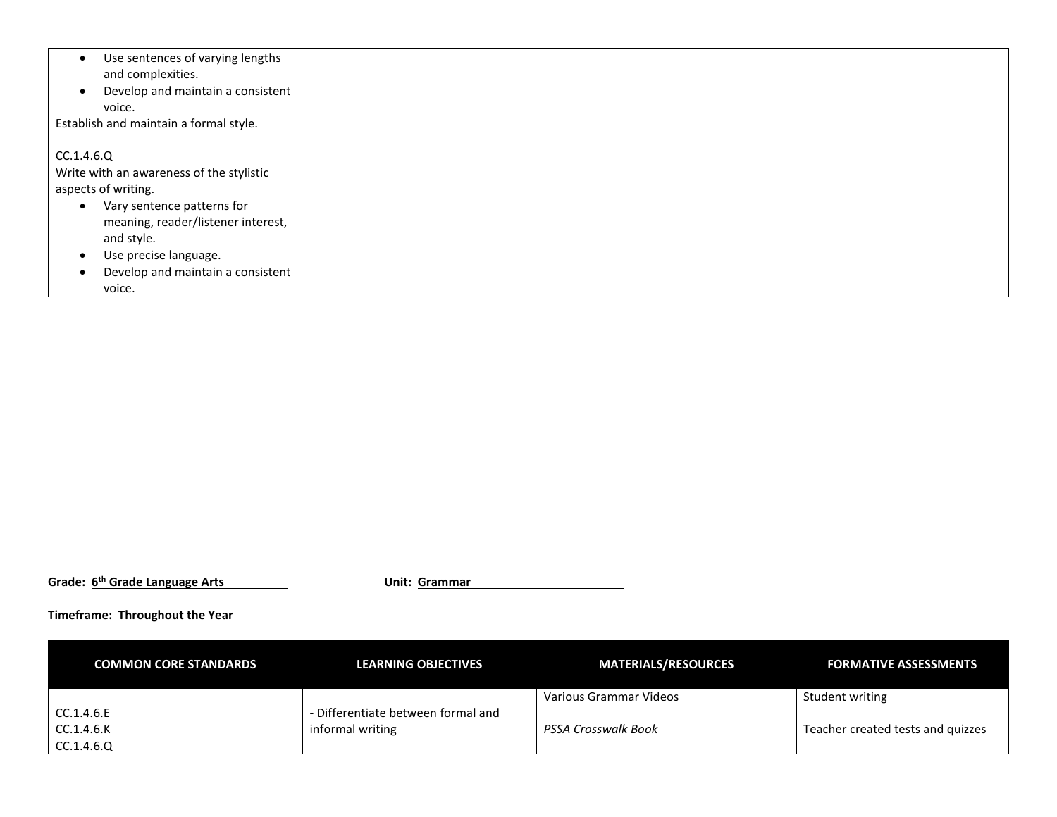| | | | |
|---|---|---|---|
| • Use sentences of varying lengths and complexities.<br>• Develop and maintain a consistent voice.<br>Establish and maintain a formal style.<br><br>CC.1.4.6.Q<br>Write with an awareness of the stylistic aspects of writing.<br>• Vary sentence patterns for meaning, reader/listener interest, and style.<br>• Use precise language.<br>• Develop and maintain a consistent voice. | | | |

**Grade: 6th Grade Language Arts** **Unit: Grammar**

**Timeframe: Throughout the Year**

| COMMON CORE STANDARDS | LEARNING OBJECTIVES | MATERIALS/RESOURCES | FORMATIVE ASSESSMENTS |
|---|---|---|---|
| CC.1.4.6.E<br>CC.1.4.6.K<br>CC.1.4.6.Q | - Differentiate between formal and informal writing | Various Grammar Videos<br><br>*PSSA Crosswalk Book* | Student writing<br><br>Teacher created tests and quizzes |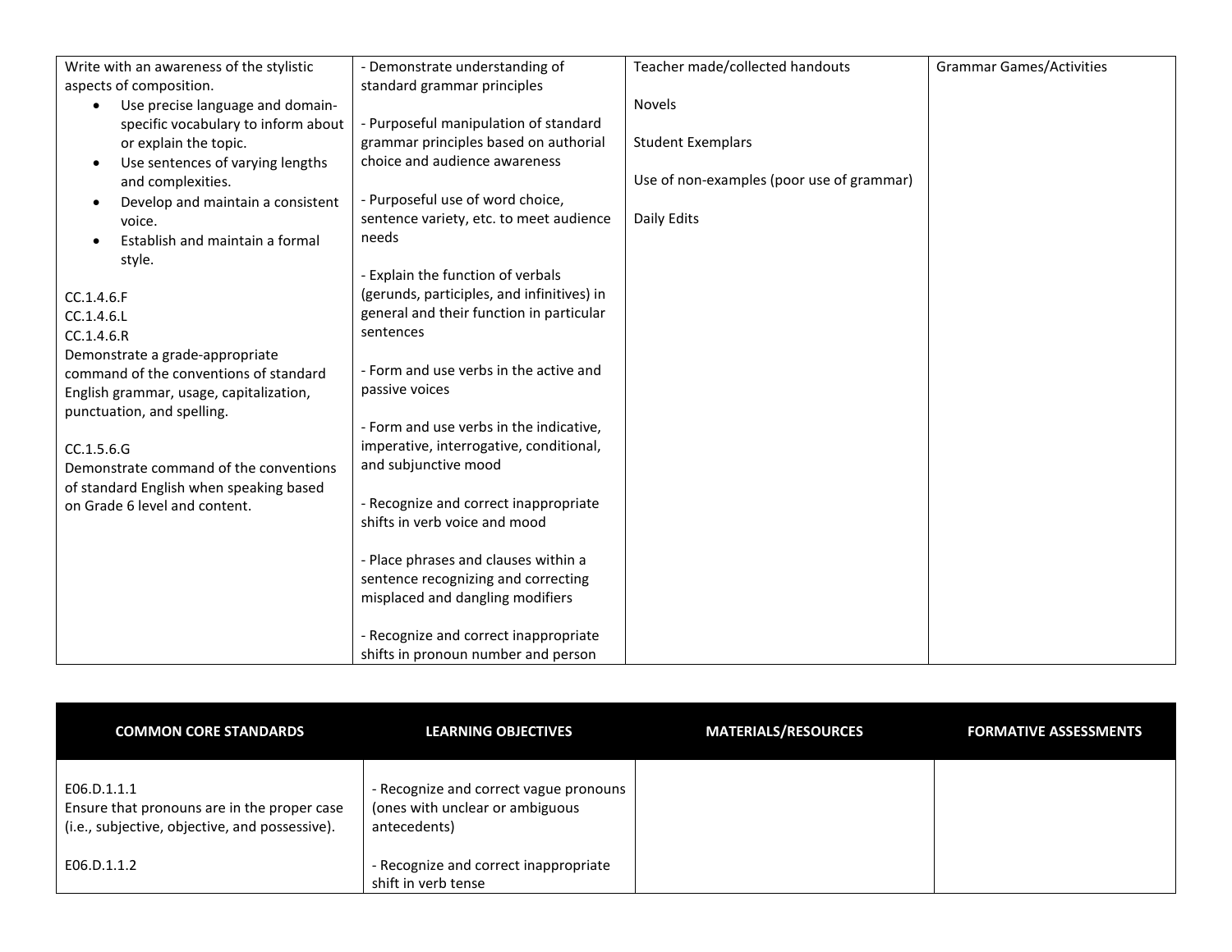| | | | |
|---|---|---|---|
| Write with an awareness of the stylistic aspects of composition.<br>• Use precise language and domain-specific vocabulary to inform about or explain the topic.<br>• Use sentences of varying lengths and complexities.<br>• Develop and maintain a consistent voice.<br>• Establish and maintain a formal style.<br><br>CC.1.4.6.F<br>CC.1.4.6.L<br>CC.1.4.6.R<br>Demonstrate a grade-appropriate command of the conventions of standard English grammar, usage, capitalization, punctuation, and spelling.<br><br>CC.1.5.6.G<br>Demonstrate command of the conventions of standard English when speaking based on Grade 6 level and content. | - Demonstrate understanding of standard grammar principles<br><br>- Purposeful manipulation of standard grammar principles based on authorial choice and audience awareness<br><br>- Purposeful use of word choice, sentence variety, etc. to meet audience needs<br><br>- Explain the function of verbals (gerunds, participles, and infinitives) in general and their function in particular sentences<br><br>- Form and use verbs in the active and passive voices<br><br>- Form and use verbs in the indicative, imperative, interrogative, conditional, and subjunctive mood<br><br>- Recognize and correct inappropriate shifts in verb voice and mood<br><br>- Place phrases and clauses within a sentence recognizing and correcting misplaced and dangling modifiers<br><br>- Recognize and correct inappropriate shifts in pronoun number and person | Teacher made/collected handouts<br><br>Novels<br><br>Student Exemplars<br><br>Use of non-examples (poor use of grammar)<br><br>Daily Edits | Grammar Games/Activities |

| COMMON CORE STANDARDS | LEARNING OBJECTIVES | MATERIALS/RESOURCES | FORMATIVE ASSESSMENTS |
|---|---|---|---|
| E06.D.1.1.1<br>Ensure that pronouns are in the proper case (i.e., subjective, objective, and possessive).<br><br>E06.D.1.1.2 | - Recognize and correct vague pronouns (ones with unclear or ambiguous antecedents)<br><br>- Recognize and correct inappropriate shift in verb tense | | |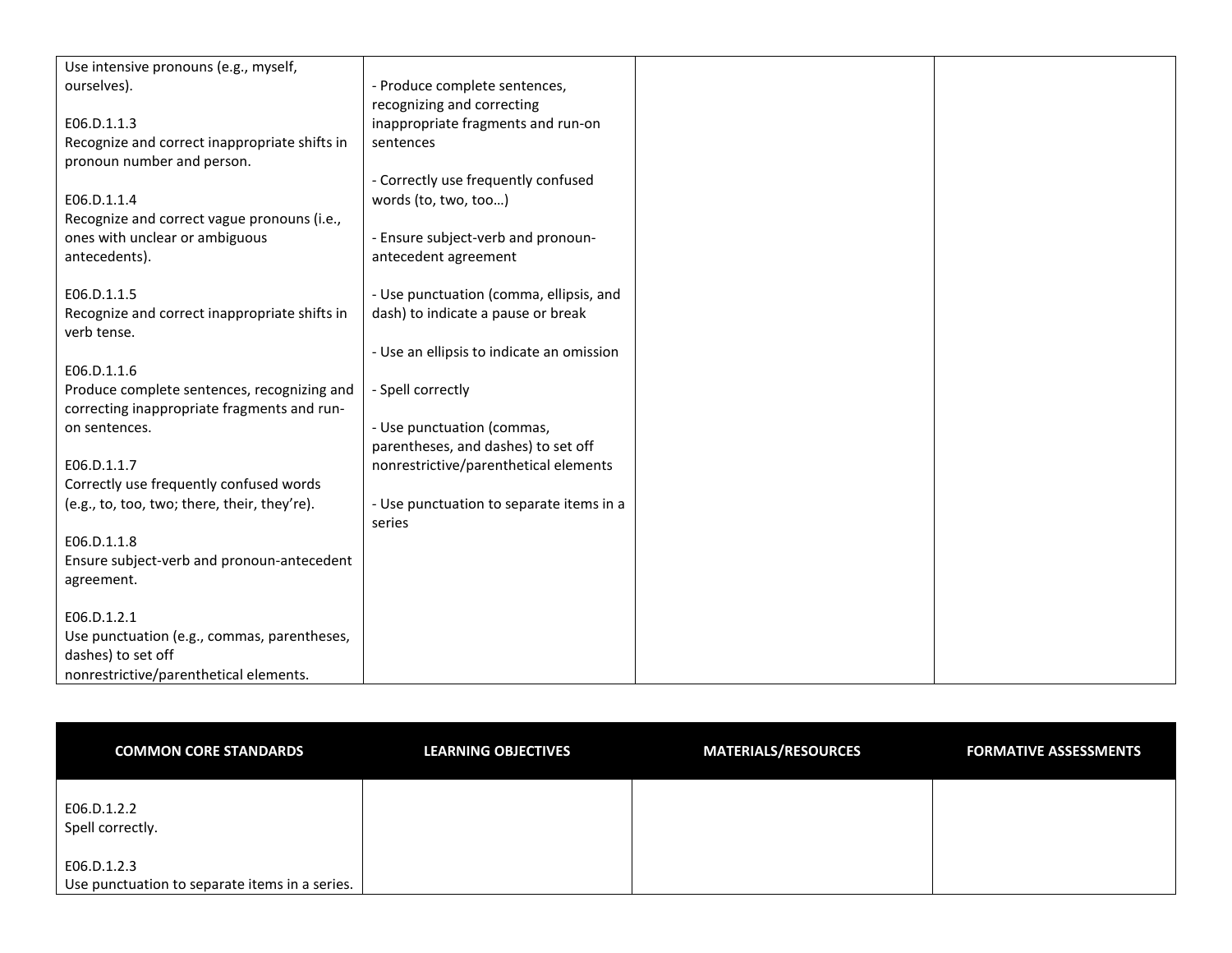| | | | |
|---|---|---|---|
| Use intensive pronouns (e.g., myself, ourselves).<br><br>E06.D.1.1.3<br>Recognize and correct inappropriate shifts in pronoun number and person.<br><br>E06.D.1.1.4<br>Recognize and correct vague pronouns (i.e., ones with unclear or ambiguous antecedents).<br><br>E06.D.1.1.5<br>Recognize and correct inappropriate shifts in verb tense.<br><br>E06.D.1.1.6<br>Produce complete sentences, recognizing and correcting inappropriate fragments and run-on sentences.<br><br>E06.D.1.1.7<br>Correctly use frequently confused words (e.g., to, too, two; there, their, they're).<br><br>E06.D.1.1.8<br>Ensure subject-verb and pronoun-antecedent agreement.<br><br>E06.D.1.2.1<br>Use punctuation (e.g., commas, parentheses, dashes) to set off nonrestrictive/parenthetical elements. | - Produce complete sentences, recognizing and correcting inappropriate fragments and run-on sentences<br><br>- Correctly use frequently confused words (to, two, too…)<br><br>- Ensure subject-verb and pronoun-antecedent agreement<br><br>- Use punctuation (comma, ellipsis, and dash) to indicate a pause or break<br><br>- Use an ellipsis to indicate an omission<br><br>- Spell correctly<br><br>- Use punctuation (commas, parentheses, and dashes) to set off nonrestrictive/parenthetical elements<br><br>- Use punctuation to separate items in a series | | |

| COMMON CORE STANDARDS | LEARNING OBJECTIVES | MATERIALS/RESOURCES | FORMATIVE ASSESSMENTS |
|---|---|---|---|
| E06.D.1.2.2<br>Spell correctly.<br><br>E06.D.1.2.3<br>Use punctuation to separate items in a series. | | | |